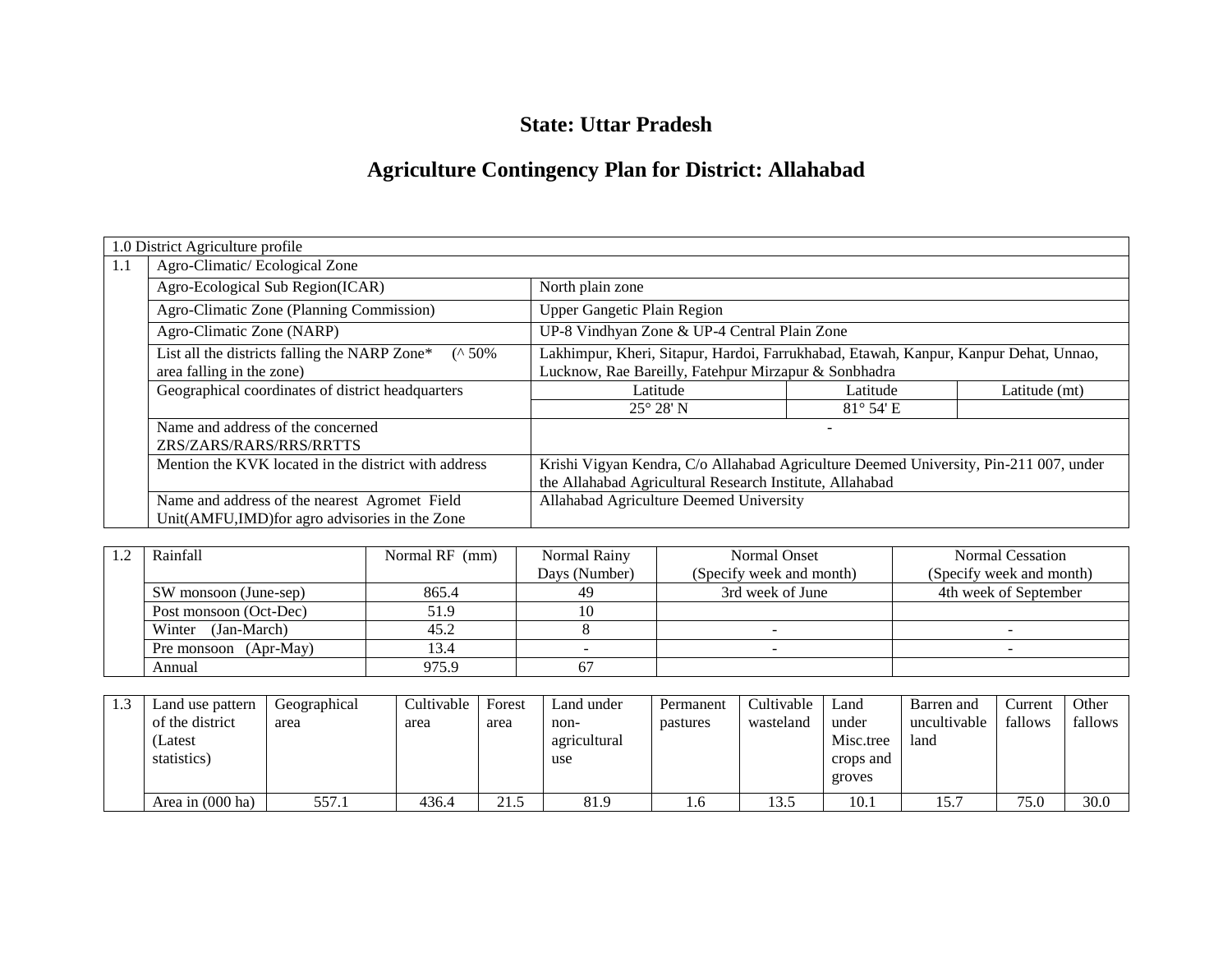# State: Uttar Pradesh

## Agriculture Contingency Plan for District: Allahabad

| 1.0 District Agriculture profile | | | | |
|---|---|---|---|---|
| 1.1 | Agro-Climatic/ Ecological Zone | | | |
| | Agro-Ecological Sub Region(ICAR) | North plain zone | | |
| | Agro-Climatic Zone (Planning Commission) | Upper Gangetic Plain Region | | |
| | Agro-Climatic Zone (NARP) | UP-8 Vindhyan Zone & UP-4 Central Plain Zone | | |
| | List all the districts falling the NARP Zone* (^ 50% area falling in the zone) | Lakhimpur, Kheri, Sitapur, Hardoi, Farrukhabad, Etawah, Kanpur, Kanpur Dehat, Unnao, Lucknow, Rae Bareilly, Fatehpur Mirzapur & Sonbhadra | | |
| | Geographical coordinates of district headquarters | Latitude | Latitude | Latitude (mt) |
| | | 25° 28' N | 81° 54' E | |
| | Name and address of the concerned ZRS/ZARS/RARS/RRS/RRTTS | - | | |
| | Mention the KVK located in the district with address | Krishi Vigyan Kendra, C/o Allahabad Agriculture Deemed University, Pin-211 007, under the Allahabad Agricultural Research Institute, Allahabad | | |
| | Name and address of the nearest Agromet Field Unit(AMFU,IMD)for agro advisories in the Zone | Allahabad Agriculture Deemed University | | |

| 1.2 | Rainfall | Normal RF (mm) | Normal Rainy Days (Number) | Normal Onset (Specify week and month) | Normal Cessation (Specify week and month) |
|---|---|---|---|---|---|
| | SW monsoon (June-sep) | 865.4 | 49 | 3rd week of June | 4th week of September |
| | Post monsoon (Oct-Dec) | 51.9 | 10 | | |
| | Winter (Jan-March) | 45.2 | 8 | - | - |
| | Pre monsoon (Apr-May) | 13.4 | - | - | - |
| | Annual | 975.9 | 67 | | |

| 1.3 | Land use pattern of the district (Latest statistics) | Geographical area | Cultivable area | Forest area | Land under non-agricultural use | Permanent pastures | Cultivable wasteland | Land under Misc.tree crops and groves | Barren and uncultivable land | Current fallows | Other fallows |
|---|---|---|---|---|---|---|---|---|---|---|---|
| | Area in (000 ha) | 557.1 | 436.4 | 21.5 | 81.9 | 1.6 | 13.5 | 10.1 | 15.7 | 75.0 | 30.0 |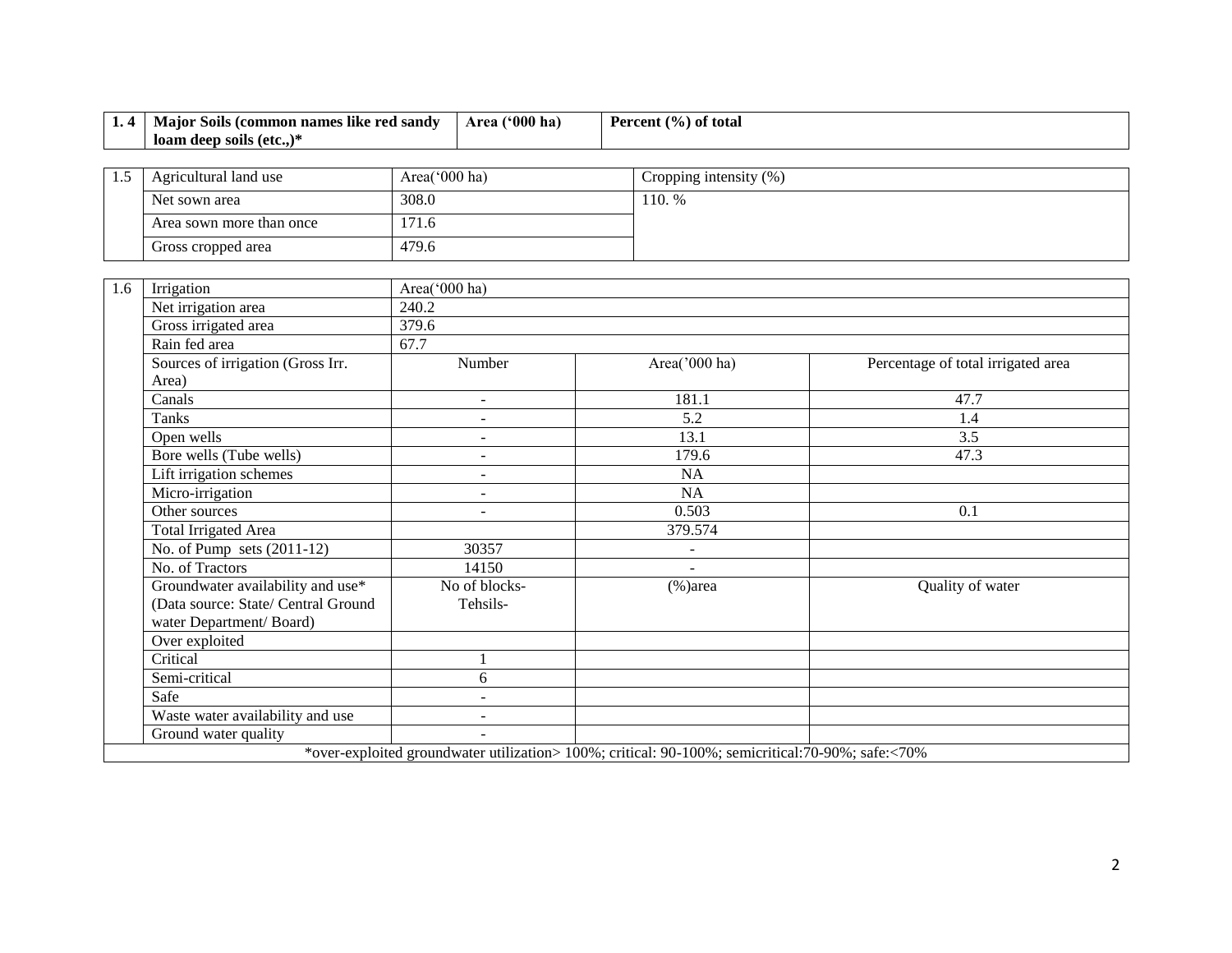| 1. 4 | Major Soils (common names like red sandy loam deep soils (etc.,)* | Area ('000 ha) | Percent (%) of total |
|---|---|---|---|

| 1.5 | Agricultural land use | Area('000 ha) | Cropping intensity (%) |
|---|---|---|---|
| | Net sown area | 308.0 | 110. % |
| | Area sown more than once | 171.6 | |
| | Gross cropped area | 479.6 | |

| 1.6 | Irrigation | Area('000 ha) | | |
|---|---|---|---|---|
| | Net irrigation area | 240.2 | | |
| | Gross irrigated area | 379.6 | | |
| | Rain fed area | 67.7 | | |
| | Sources of irrigation (Gross Irr. Area) | Number | Area('000 ha) | Percentage of total irrigated area |
| | Canals | - | 181.1 | 47.7 |
| | Tanks | - | 5.2 | 1.4 |
| | Open wells | - | 13.1 | 3.5 |
| | Bore wells (Tube wells) | - | 179.6 | 47.3 |
| | Lift irrigation schemes | - | NA | |
| | Micro-irrigation | - | NA | |
| | Other sources | - | 0.503 | 0.1 |
| | Total Irrigated Area | | 379.574 | |
| | No. of Pump sets (2011-12) | 30357 | - | |
| | No. of Tractors | 14150 | - | |
| | Groundwater availability and use* (Data source: State/ Central Ground water Department/ Board) | No of blocks-Tehsils- | (%)area | Quality of water |
| | Over exploited | | | |
| | Critical | 1 | | |
| | Semi-critical | 6 | | |
| | Safe | - | | |
| | Waste water availability and use | - | | |
| | Ground water quality | - | | |
| *over-exploited groundwater utilization> 100%; critical: 90-100%; semicritical:70-90%; safe:<70% | | | | |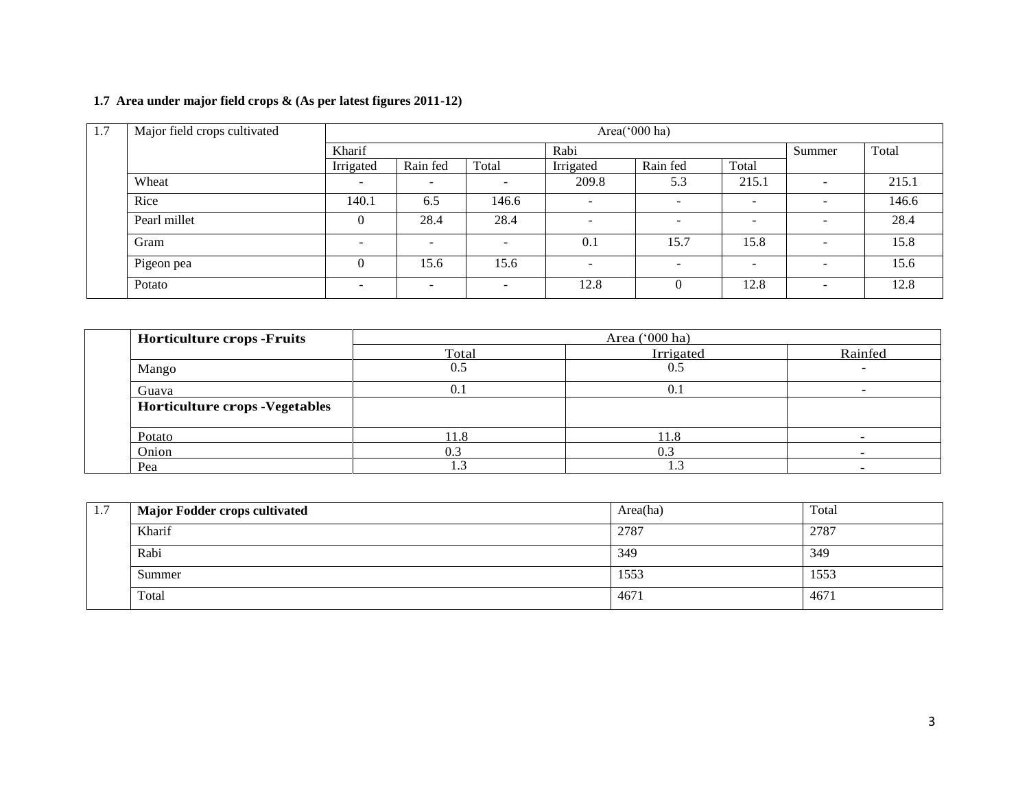**1.7 Area under major field crops & (As per latest figures 2011-12)**

| 1.7 | Major field crops cultivated | Area('000 ha) | | | | | | | |
|---|---|---|---|---|---|---|---|---|---|
| | | Kharif | | | Rabi | | | Summer | Total |
| | | Irrigated | Rain fed | Total | Irrigated | Rain fed | Total | | |
| | Wheat | - | - | - | 209.8 | 5.3 | 215.1 | - | 215.1 |
| | Rice | 140.1 | 6.5 | 146.6 | - | - | - | - | 146.6 |
| | Pearl millet | 0 | 28.4 | 28.4 | - | - | - | - | 28.4 |
| | Gram | - | - | - | 0.1 | 15.7 | 15.8 | - | 15.8 |
| | Pigeon pea | 0 | 15.6 | 15.6 | - | - | - | - | 15.6 |
| | Potato | - | - | - | 12.8 | 0 | 12.8 | - | 12.8 |

| | **Horticulture crops -Fruits** | Area ('000 ha) | | |
|---|---|---|---|---|
| | | Total | Irrigated | Rainfed |
| | Mango | 0.5 | 0.5 | - |
| | Guava | 0.1 | 0.1 | - |
| | **Horticulture crops -Vegetables** | | | |
| | Potato | 11.8 | 11.8 | - |
| | Onion | 0.3 | 0.3 | - |
| | Pea | 1.3 | 1.3 | - |

| 1.7 | **Major Fodder crops cultivated** | Area(ha) | Total |
|---|---|---|---|
| | Kharif | 2787 | 2787 |
| | Rabi | 349 | 349 |
| | Summer | 1553 | 1553 |
| | Total | 4671 | 4671 |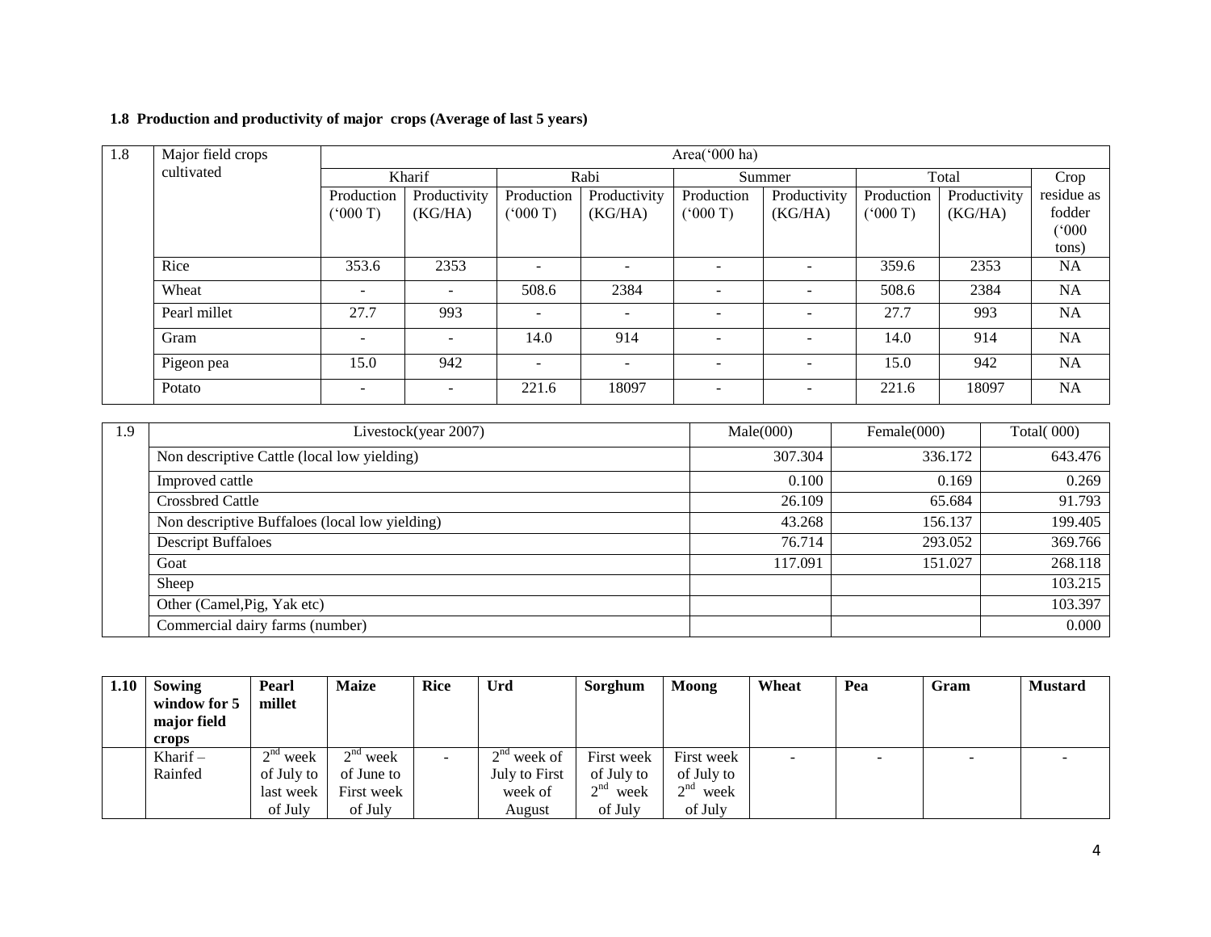**1.8 Production and productivity of major crops (Average of last 5 years)**

| 1.8 | Major field crops cultivated | Area('000 ha) | | | | | | | | |
|---|---|---|---|---|---|---|---|---|---|---|
| | | Kharif | | Rabi | | Summer | | Total | | Crop residue as fodder ('000 tons) |
| | | Production ('000 T) | Productivity (KG/HA) | Production ('000 T) | Productivity (KG/HA) | Production ('000 T) | Productivity (KG/HA) | Production ('000 T) | Productivity (KG/HA) | |
| | Rice | 353.6 | 2353 | - | - | - | - | 359.6 | 2353 | NA |
| | Wheat | - | - | 508.6 | 2384 | - | - | 508.6 | 2384 | NA |
| | Pearl millet | 27.7 | 993 | - | - | - | - | 27.7 | 993 | NA |
| | Gram | - | - | 14.0 | 914 | - | - | 14.0 | 914 | NA |
| | Pigeon pea | 15.0 | 942 | - | - | - | - | 15.0 | 942 | NA |
| | Potato | - | - | 221.6 | 18097 | - | - | 221.6 | 18097 | NA |

| 1.9 | Livestock(year 2007) | Male(000) | Female(000) | Total( 000) |
|---|---|---|---|---|
| | Non descriptive Cattle (local low yielding) | 307.304 | 336.172 | 643.476 |
| | Improved cattle | 0.100 | 0.169 | 0.269 |
| | Crossbred Cattle | 26.109 | 65.684 | 91.793 |
| | Non descriptive Buffaloes (local low yielding) | 43.268 | 156.137 | 199.405 |
| | Descript Buffaloes | 76.714 | 293.052 | 369.766 |
| | Goat | 117.091 | 151.027 | 268.118 |
| | Sheep | | | 103.215 |
| | Other (Camel,Pig, Yak etc) | | | 103.397 |
| | Commercial dairy farms (number) | | | 0.000 |

| **1.10** | **Sowing window for 5 major field crops** | **Pearl millet** | **Maize** | **Rice** | **Urd** | **Sorghum** | **Moong** | **Wheat** | **Pea** | **Gram** | **Mustard** |
|---|---|---|---|---|---|---|---|---|---|---|---|
| | Kharif – Rainfed | 2nd week of July to last week of July | 2nd week of June to First week of July | - | 2nd week of July to First week of August | First week of July to 2nd week of July | First week of July to 2nd week of July | - | - | - | - |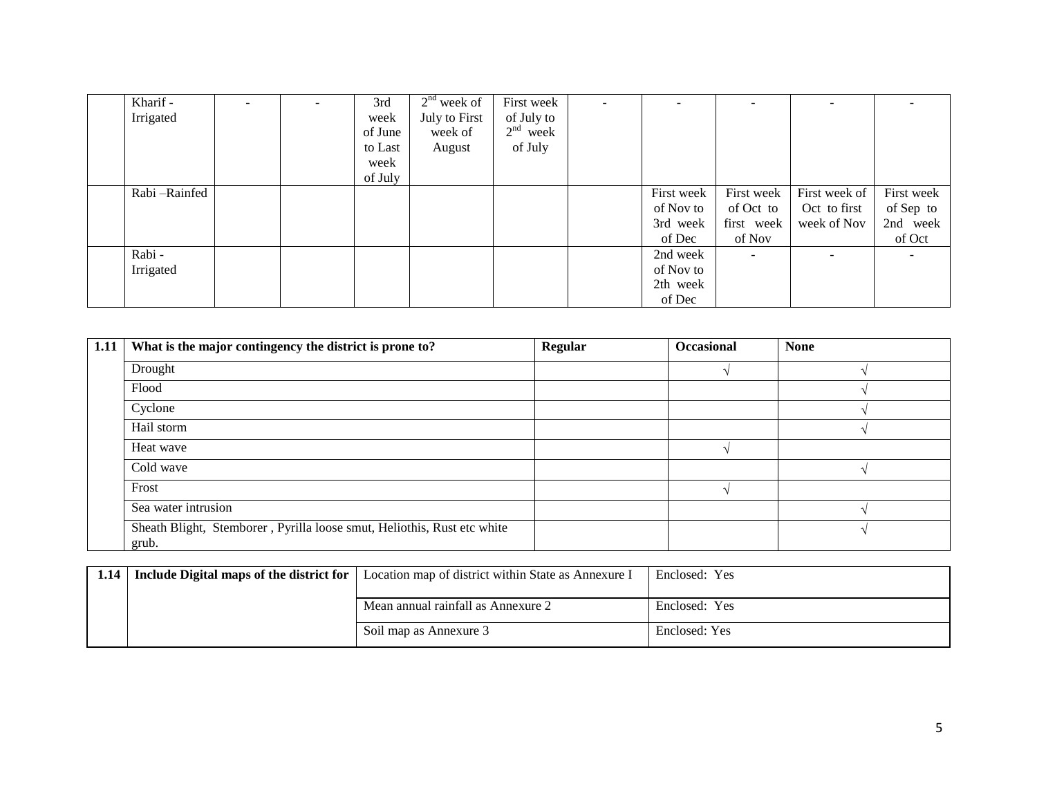|  |  |  |  |  |  |  |  |  |  |  |  |
|---|---|---|---|---|---|---|---|---|---|---|---|
|  | Kharif - Irrigated | - | - | 3rd week of June to Last week of July | 2nd week of July to First week of August | First week of July to 2nd week of July | - | - | - | - | - |
|  | Rabi –Rainfed |  |  |  |  |  |  | First week of Nov to 3rd week of Dec | First week of Oct to first week of Nov | First week of Oct to first week of Nov | First week of Sep to 2nd week of Oct |
|  | Rabi - Irrigated |  |  |  |  |  |  | 2nd week of Nov to 2th week of Dec | - | - | - |

| 1.11 | What is the major contingency the district is prone to? | Regular | Occasional | None |
|---|---|---|---|---|
|  | Drought |  | √ | √ |
|  | Flood |  |  | √ |
|  | Cyclone |  |  | √ |
|  | Hail storm |  |  | √ |
|  | Heat wave |  | √ |  |
|  | Cold wave |  |  | √ |
|  | Frost |  | √ |  |
|  | Sea water intrusion |  |  | √ |
|  | Sheath Blight, Stemborer , Pyrilla loose smut, Heliothis, Rust etc white grub. |  |  | √ |

| 1.14 | Include Digital maps of the district for | Location map of district within State as Annexure I | Enclosed: Yes |
|---|---|---|---|
|  |  | Mean annual rainfall as Annexure 2 | Enclosed: Yes |
|  |  | Soil map as Annexure 3 | Enclosed: Yes |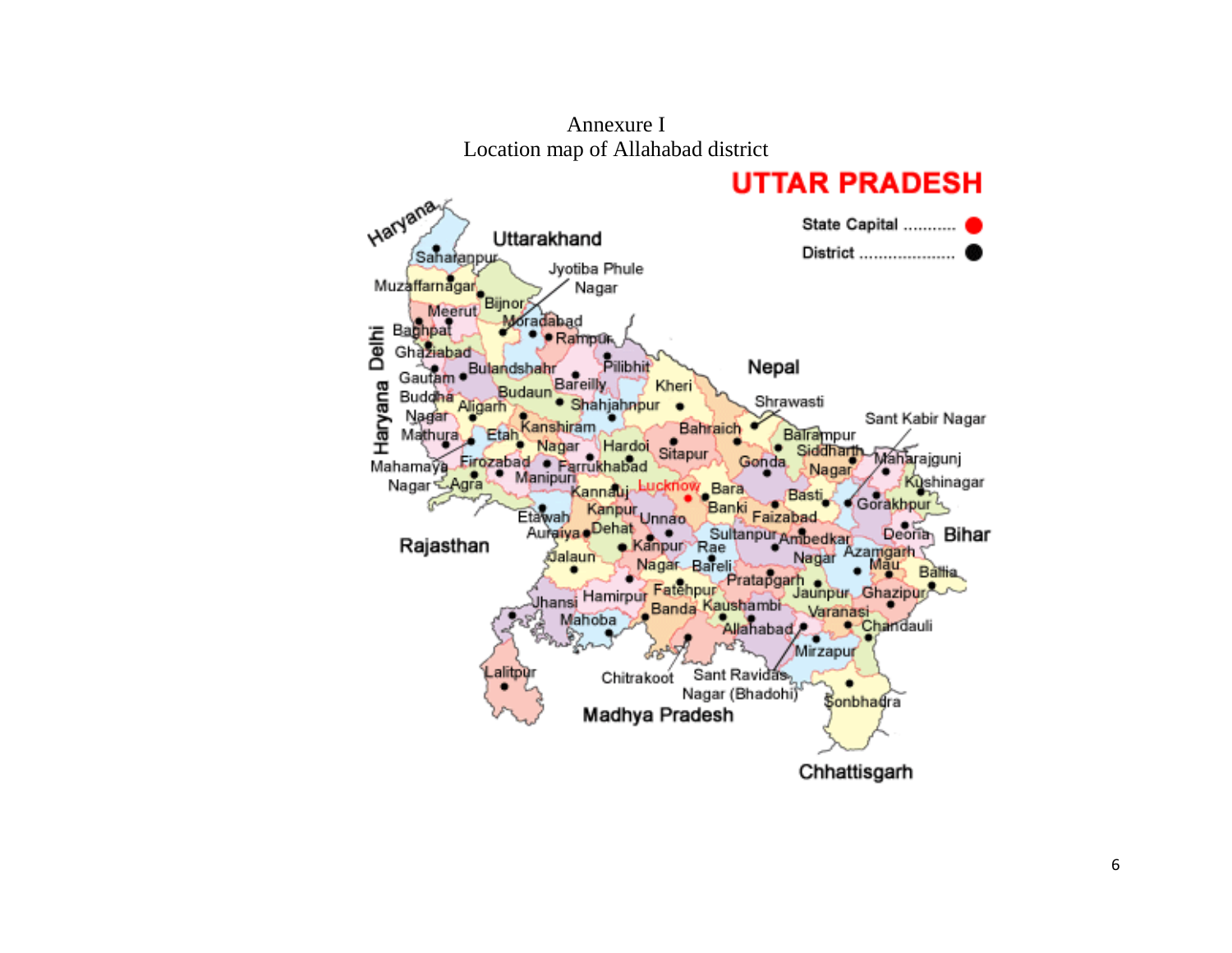Annexure I

Location map of Allahabad district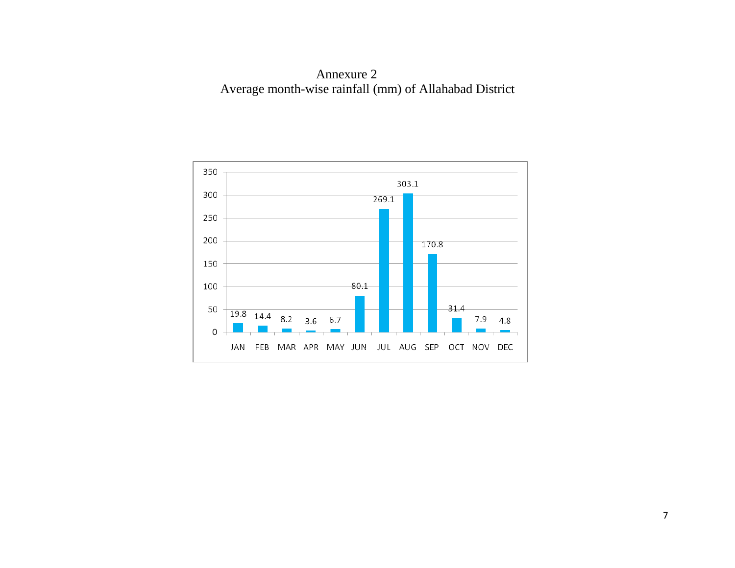# Annexure 2

## Average month-wise rainfall (mm) of Allahabad District

| Month | Rainfall (mm) |
|---|---|
| JAN | 19.8 |
| FEB | 14.4 |
| MAR | 8.2 |
| APR | 3.6 |
| MAY | 6.7 |
| JUN | 80.1 |
| JUL | 269.1 |
| AUG | 303.1 |
| SEP | 170.8 |
| OCT | 31.4 |
| NOV | 7.9 |
| DEC | 4.8 |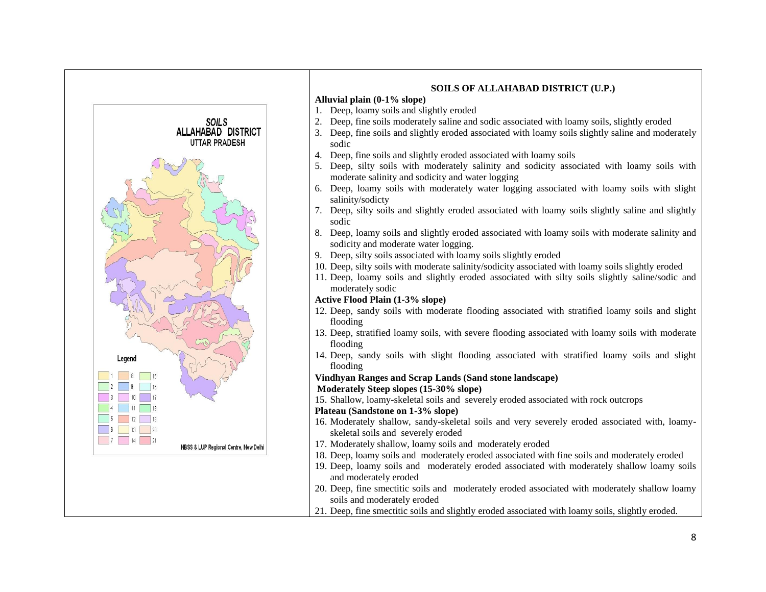SOILS
ALLAHABAD DISTRICT
UTTAR PRADESH

Legend

NBSS & LUP Regional Centre, New Delhi

## SOILS OF ALLAHABAD DISTRICT (U.P.)

**Alluvial plain (0-1% slope)**

1. Deep, loamy soils and slightly eroded
2. Deep, fine soils moderately saline and sodic associated with loamy soils, slightly eroded
3. Deep, fine soils and slightly eroded associated with loamy soils slightly saline and moderately sodic
4. Deep, fine soils and slightly eroded associated with loamy soils
5. Deep, silty soils with moderately salinity and sodicity associated with loamy soils with moderate salinity and sodicity and water logging
6. Deep, loamy soils with moderately water logging associated with loamy soils with slight salinity/sodicty
7. Deep, silty soils and slightly eroded associated with loamy soils slightly saline and slightly sodic
8. Deep, loamy soils and slightly eroded associated with loamy soils with moderate salinity and sodicity and moderate water logging.
9. Deep, silty soils associated with loamy soils slightly eroded
10. Deep, silty soils with moderate salinity/sodicity associated with loamy soils slightly eroded
11. Deep, loamy soils and slightly eroded associated with silty soils slightly saline/sodic and moderately sodic

**Active Flood Plain (1-3% slope)**

12. Deep, sandy soils with moderate flooding associated with stratified loamy soils and slight flooding
13. Deep, stratified loamy soils, with severe flooding associated with loamy soils with moderate flooding
14. Deep, sandy soils with slight flooding associated with stratified loamy soils and slight flooding

**Vindhyan Ranges and Scrap Lands (Sand stone landscape)**

**Moderately Steep slopes (15-30% slope)**

15. Shallow, loamy-skeletal soils and severely eroded associated with rock outcrops

**Plateau (Sandstone on 1-3% slope)**

16. Moderately shallow, sandy-skeletal soils and very severely eroded associated with, loamy-skeletal soils and severely eroded
17. Moderately shallow, loamy soils and moderately eroded
18. Deep, loamy soils and moderately eroded associated with fine soils and moderately eroded
19. Deep, loamy soils and moderately eroded associated with moderately shallow loamy soils and moderately eroded
20. Deep, fine smectitic soils and moderately eroded associated with moderately shallow loamy soils and moderately eroded
21. Deep, fine smectitic soils and slightly eroded associated with loamy soils, slightly eroded.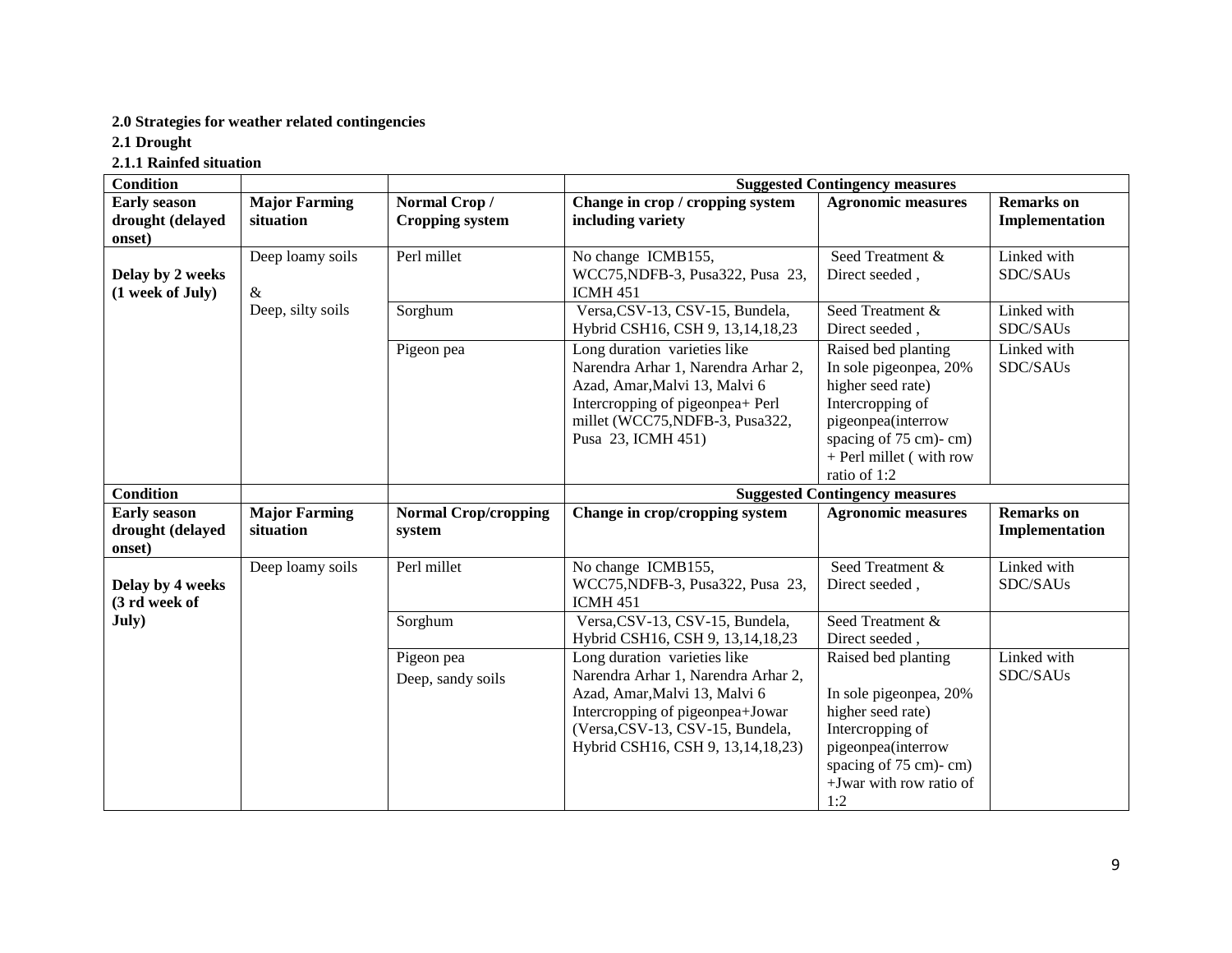**2.0 Strategies for weather related contingencies**

**2.1 Drought**

**2.1.1 Rainfed situation**

| **Condition** | | | **Suggested Contingency measures** | | |
|---|---|---|---|---|---|
| **Early season drought (delayed onset)** | **Major Farming situation** | **Normal Crop / Cropping system** | **Change in crop / cropping system including variety** | **Agronomic measures** | **Remarks on Implementation** |
| **Delay by 2 weeks (1 week of July)** | Deep loamy soils & Deep, silty soils | Perl millet | No change ICMB155, WCC75,NDFB-3, Pusa322, Pusa 23, ICMH 451 | Seed Treatment & Direct seeded , | Linked with SDC/SAUs |
| | | Sorghum | Versa,CSV-13, CSV-15, Bundela, Hybrid CSH16, CSH 9, 13,14,18,23 | Seed Treatment & Direct seeded , | Linked with SDC/SAUs |
| | | Pigeon pea | Long duration varieties like Narendra Arhar 1, Narendra Arhar 2, Azad, Amar,Malvi 13, Malvi 6 Intercropping of pigeonpea+ Perl millet (WCC75,NDFB-3, Pusa322, Pusa 23, ICMH 451) | Raised bed planting In sole pigeonpea, 20% higher seed rate) Intercropping of pigeonpea(interrow spacing of 75 cm)- cm) + Perl millet ( with row ratio of 1:2 | Linked with SDC/SAUs |
| **Condition** | | | **Suggested Contingency measures** | | |
| **Early season drought (delayed onset)** | **Major Farming situation** | **Normal Crop/cropping system** | **Change in crop/cropping system** | **Agronomic measures** | **Remarks on Implementation** |
| **Delay by 4 weeks (3 rd week of July)** | Deep loamy soils | Perl millet | No change ICMB155, WCC75,NDFB-3, Pusa322, Pusa 23, ICMH 451 | Seed Treatment & Direct seeded , | Linked with SDC/SAUs |
| | | Sorghum | Versa,CSV-13, CSV-15, Bundela, Hybrid CSH16, CSH 9, 13,14,18,23 | Seed Treatment & Direct seeded , | |
| | | Pigeon pea Deep, sandy soils | Long duration varieties like Narendra Arhar 1, Narendra Arhar 2, Azad, Amar,Malvi 13, Malvi 6 Intercropping of pigeonpea+Jowar (Versa,CSV-13, CSV-15, Bundela, Hybrid CSH16, CSH 9, 13,14,18,23) | Raised bed planting In sole pigeonpea, 20% higher seed rate) Intercropping of pigeonpea(interrow spacing of 75 cm)- cm) +Jwar with row ratio of 1:2 | Linked with SDC/SAUs |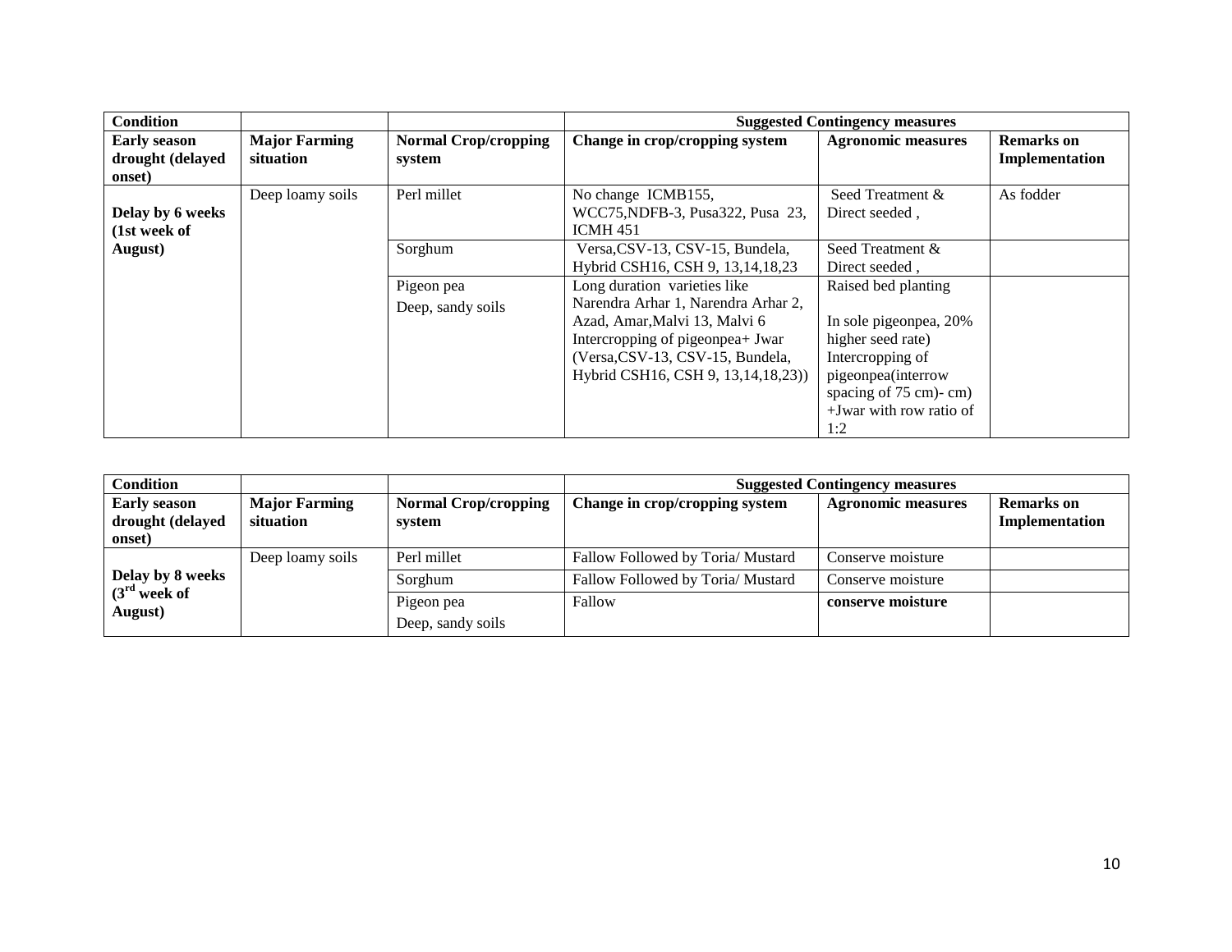| Condition | | | Suggested Contingency measures | | |
|---|---|---|---|---|---|
| **Early season drought (delayed onset)** | **Major Farming situation** | **Normal Crop/cropping system** | **Change in crop/cropping system** | **Agronomic measures** | **Remarks on Implementation** |
| **Delay by 6 weeks (1st week of August)** | Deep loamy soils | Perl millet | No change ICMB155, WCC75,NDFB-3, Pusa322, Pusa 23, ICMH 451 | Seed Treatment & Direct seeded , | As fodder |
| | | Sorghum | Versa,CSV-13, CSV-15, Bundela, Hybrid CSH16, CSH 9, 13,14,18,23 | Seed Treatment & Direct seeded , | |
| | | Pigeon pea<br>Deep, sandy soils | Long duration varieties like Narendra Arhar 1, Narendra Arhar 2, Azad, Amar,Malvi 13, Malvi 6<br>Intercropping of pigeonpea+ Jwar (Versa,CSV-13, CSV-15, Bundela, Hybrid CSH16, CSH 9, 13,14,18,23)) | Raised bed planting<br><br>In sole pigeonpea, 20% higher seed rate)<br>Intercropping of pigeonpea(interrow spacing of 75 cm)- cm) +Jwar with row ratio of 1:2 | |

| Condition | | | Suggested Contingency measures | | |
|---|---|---|---|---|---|
| **Early season drought (delayed onset)** | **Major Farming situation** | **Normal Crop/cropping system** | **Change in crop/cropping system** | **Agronomic measures** | **Remarks on Implementation** |
| **Delay by 8 weeks (3rd week of August)** | Deep loamy soils | Perl millet | Fallow Followed by Toria/ Mustard | Conserve moisture | |
| | | Sorghum | Fallow Followed by Toria/ Mustard | Conserve moisture | |
| | | Pigeon pea<br>Deep, sandy soils | Fallow | **conserve moisture** | |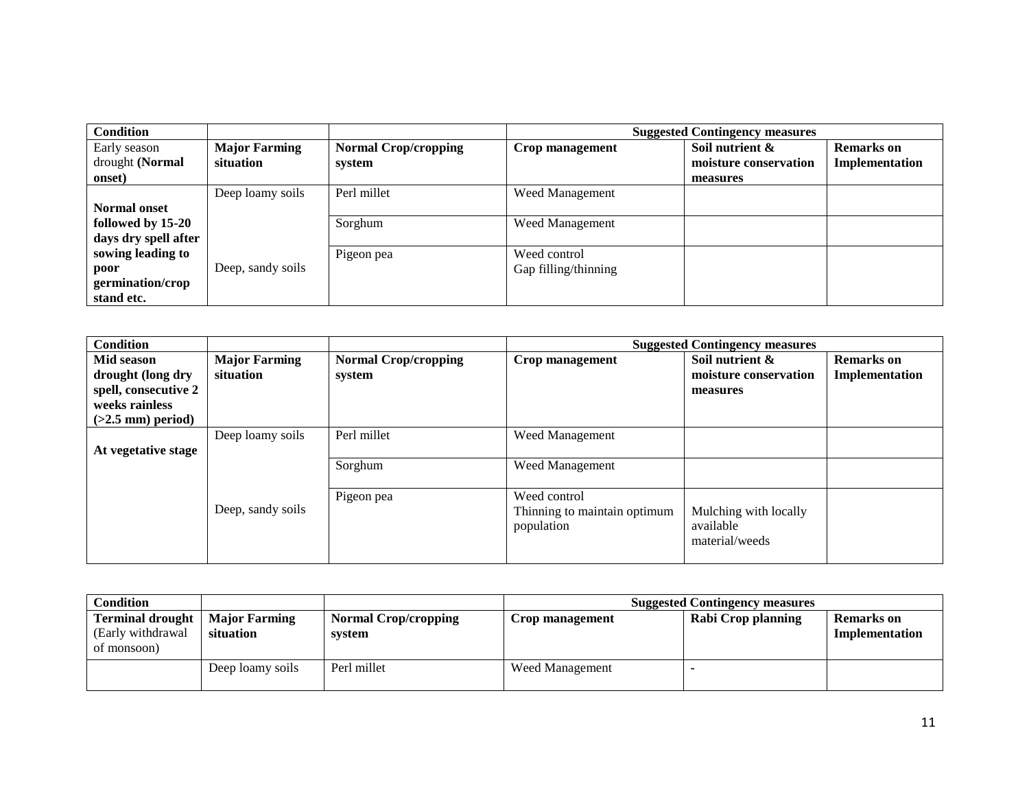| Condition | | | Suggested Contingency measures | | |
|---|---|---|---|---|---|
| Early season drought **(Normal onset)** | **Major Farming situation** | **Normal Crop/cropping system** | **Crop management** | **Soil nutrient & moisture conservation measures** | **Remarks on Implementation** |
| **Normal onset followed by 15-20 days dry spell after sowing leading to poor germination/crop stand etc.** | Deep loamy soils | Perl millet | Weed Management | | |
| | | Sorghum | Weed Management | | |
| | Deep, sandy soils | Pigeon pea | Weed control<br>Gap filling/thinning | | |

| Condition | | | Suggested Contingency measures | | |
|---|---|---|---|---|---|
| **Mid season drought (long dry spell, consecutive 2 weeks rainless (>2.5 mm) period)** | **Major Farming situation** | **Normal Crop/cropping system** | **Crop management** | **Soil nutrient & moisture conservation measures** | **Remarks on Implementation** |
| **At vegetative stage** | Deep loamy soils | Perl millet | Weed Management | | |
| | | Sorghum | Weed Management | | |
| | Deep, sandy soils | Pigeon pea | Weed control<br>Thinning to maintain optimum population | Mulching with locally available material/weeds | |

| Condition | | | Suggested Contingency measures | | |
|---|---|---|---|---|---|
| **Terminal drought** (Early withdrawal of monsoon) | **Major Farming situation** | **Normal Crop/cropping system** | **Crop management** | **Rabi Crop planning** | **Remarks on Implementation** |
| | Deep loamy soils | Perl millet | Weed Management | - | |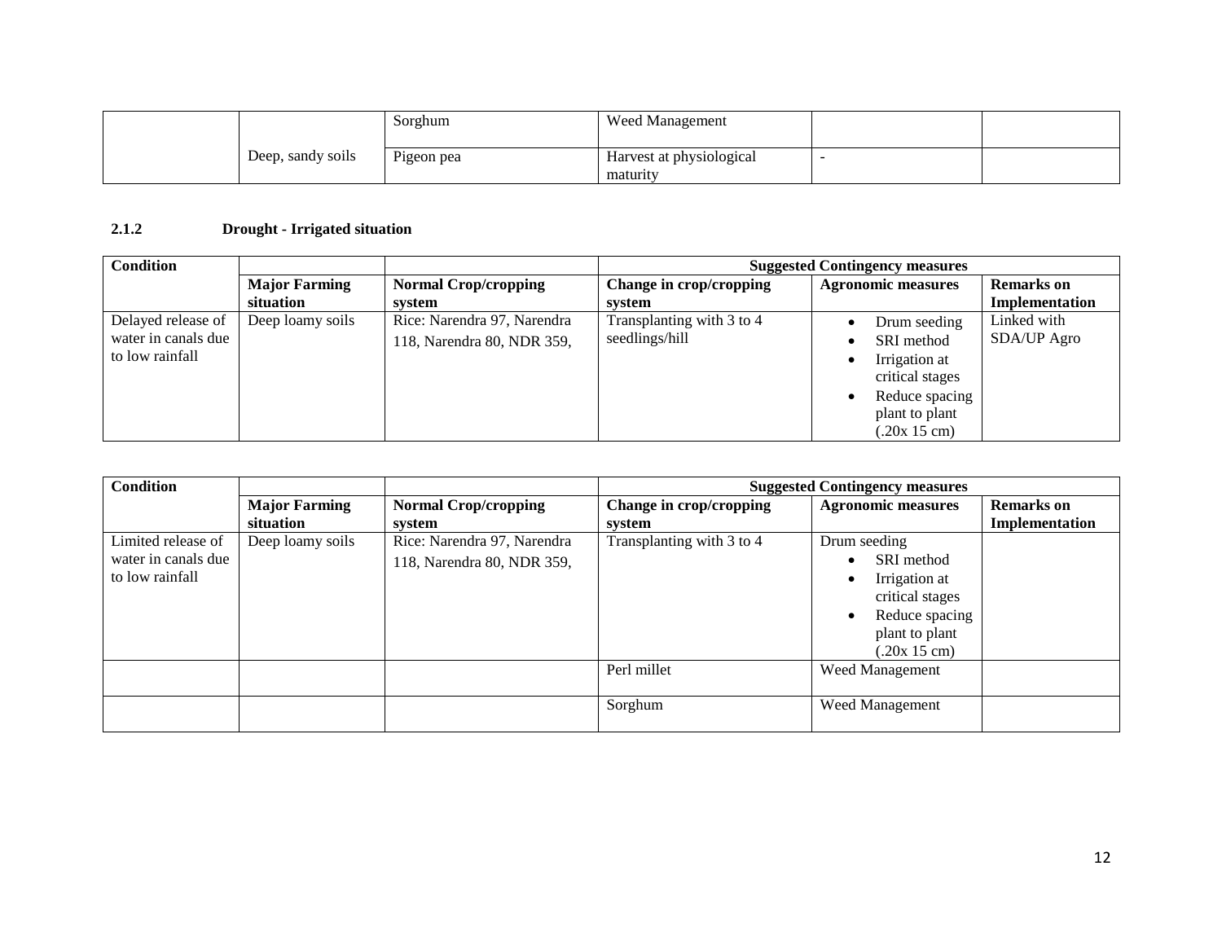| | | | | | |
|---|---|---|---|---|---|
| | Deep, sandy soils | Sorghum | Weed Management | | |
| | | Pigeon pea | Harvest at physiological maturity | - | |

### 2.1.2 Drought - Irrigated situation

| Condition | | | Suggested Contingency measures | | |
|---|---|---|---|---|---|
| | **Major Farming situation** | **Normal Crop/cropping system** | **Change in crop/cropping system** | **Agronomic measures** | **Remarks on Implementation** |
| Delayed release of water in canals due to low rainfall | Deep loamy soils | Rice: Narendra 97, Narendra 118, Narendra 80, NDR 359, | Transplanting with 3 to 4 seedlings/hill | • Drum seeding<br>• SRI method<br>• Irrigation at critical stages<br>• Reduce spacing plant to plant (.20x 15 cm) | Linked with SDA/UP Agro |

| Condition | | | Suggested Contingency measures | | |
|---|---|---|---|---|---|
| | **Major Farming situation** | **Normal Crop/cropping system** | **Change in crop/cropping system** | **Agronomic measures** | **Remarks on Implementation** |
| Limited release of water in canals due to low rainfall | Deep loamy soils | Rice: Narendra 97, Narendra 118, Narendra 80, NDR 359, | Transplanting with 3 to 4 | Drum seeding<br>• SRI method<br>• Irrigation at critical stages<br>• Reduce spacing plant to plant (.20x 15 cm) | |
| | | | Perl millet | Weed Management | |
| | | | Sorghum | Weed Management | |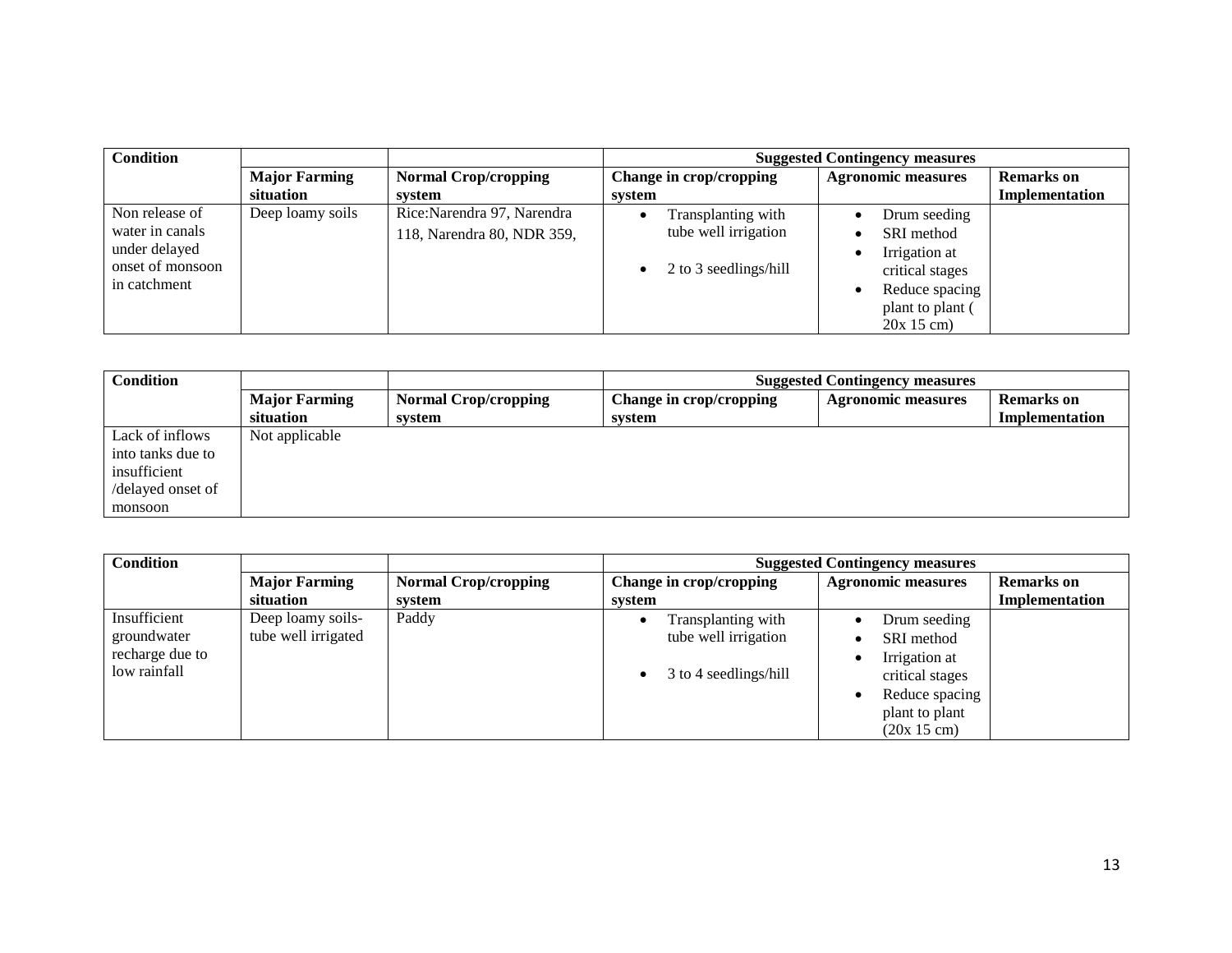| Condition | | | Suggested Contingency measures | | |
|---|---|---|---|---|---|
| | Major Farming situation | Normal Crop/cropping system | Change in crop/cropping system | Agronomic measures | Remarks on Implementation |
| Non release of water in canals under delayed onset of monsoon in catchment | Deep loamy soils | Rice:Narendra 97, Narendra 118, Narendra 80, NDR 359, | • Transplanting with tube well irrigation<br>• 2 to 3 seedlings/hill | • Drum seeding<br>• SRI method<br>• Irrigation at critical stages<br>• Reduce spacing plant to plant ( 20x 15 cm) | |

| Condition | | | Suggested Contingency measures | | |
|---|---|---|---|---|---|
| | Major Farming situation | Normal Crop/cropping system | Change in crop/cropping system | Agronomic measures | Remarks on Implementation |
| Lack of inflows into tanks due to insufficient /delayed onset of monsoon | Not applicable | | | | |

| Condition | | | Suggested Contingency measures | | |
|---|---|---|---|---|---|
| | Major Farming situation | Normal Crop/cropping system | Change in crop/cropping system | Agronomic measures | Remarks on Implementation |
| Insufficient groundwater recharge due to low rainfall | Deep loamy soils- tube well irrigated | Paddy | • Transplanting with tube well irrigation<br>• 3 to 4 seedlings/hill | • Drum seeding<br>• SRI method<br>• Irrigation at critical stages<br>• Reduce spacing plant to plant (20x 15 cm) | |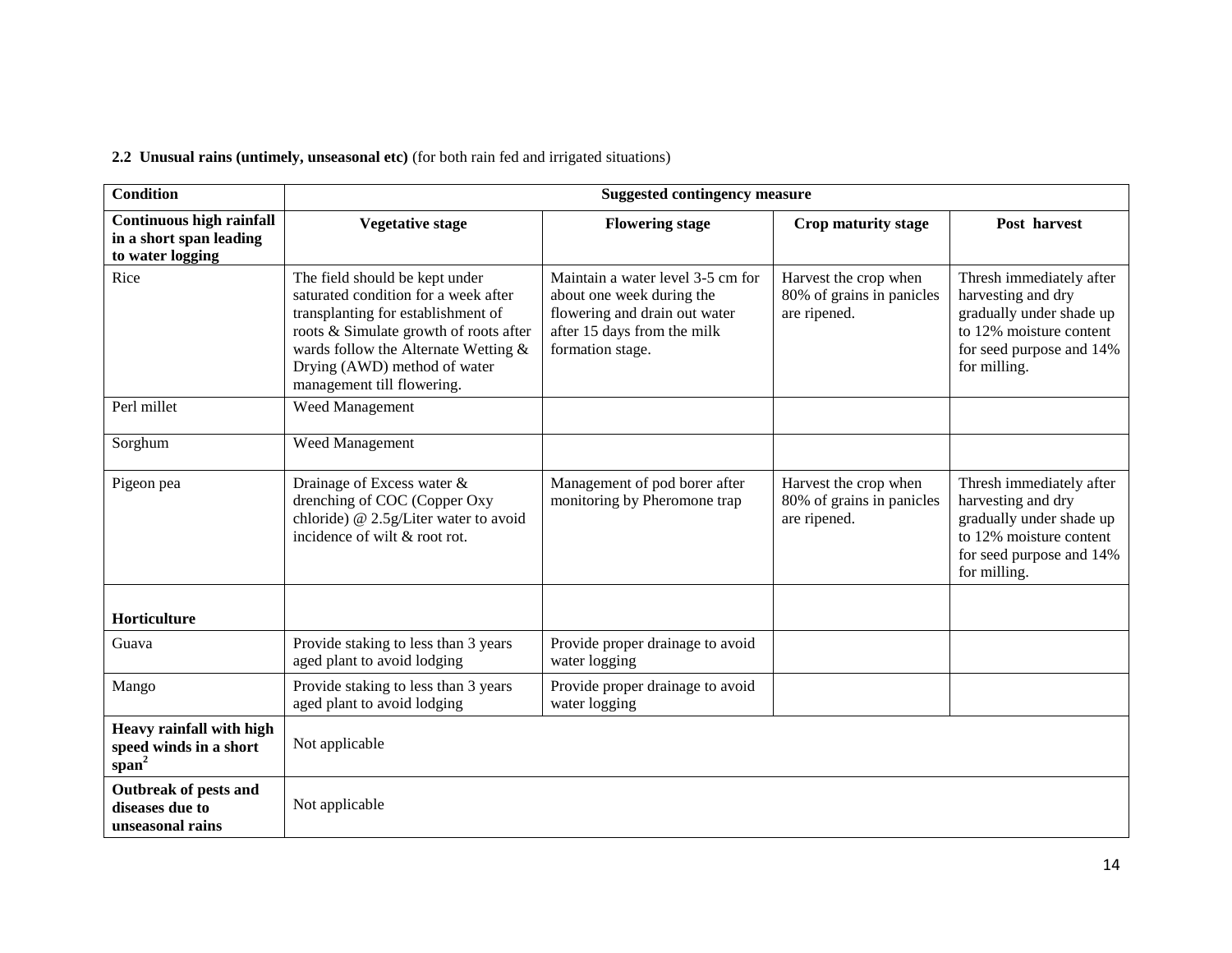**2.2 Unusual rains (untimely, unseasonal etc)** (for both rain fed and irrigated situations)

| **Condition** | **Suggested contingency measure** | | | |
|---|---|---|---|---|
| **Continuous high rainfall in a short span leading to water logging** | **Vegetative stage** | **Flowering stage** | **Crop maturity stage** | **Post harvest** |
| Rice | The field should be kept under saturated condition for a week after transplanting for establishment of roots & Simulate growth of roots after wards follow the Alternate Wetting & Drying (AWD) method of water management till flowering. | Maintain a water level 3-5 cm for about one week during the flowering and drain out water after 15 days from the milk formation stage. | Harvest the crop when 80% of grains in panicles are ripened. | Thresh immediately after harvesting and dry gradually under shade up to 12% moisture content for seed purpose and 14% for milling. |
| Perl millet | Weed Management | | | |
| Sorghum | Weed Management | | | |
| Pigeon pea | Drainage of Excess water & drenching of COC (Copper Oxy chloride) @ 2.5g/Liter water to avoid incidence of wilt & root rot. | Management of pod borer after monitoring by Pheromone trap | Harvest the crop when 80% of grains in panicles are ripened. | Thresh immediately after harvesting and dry gradually under shade up to 12% moisture content for seed purpose and 14% for milling. |
| **Horticulture** | | | | |
| Guava | Provide staking to less than 3 years aged plant to avoid lodging | Provide proper drainage to avoid water logging | | |
| Mango | Provide staking to less than 3 years aged plant to avoid lodging | Provide proper drainage to avoid water logging | | |
| **Heavy rainfall with high speed winds in a short span**[2] | Not applicable | | | |
| **Outbreak of pests and diseases due to unseasonal rains** | Not applicable | | | |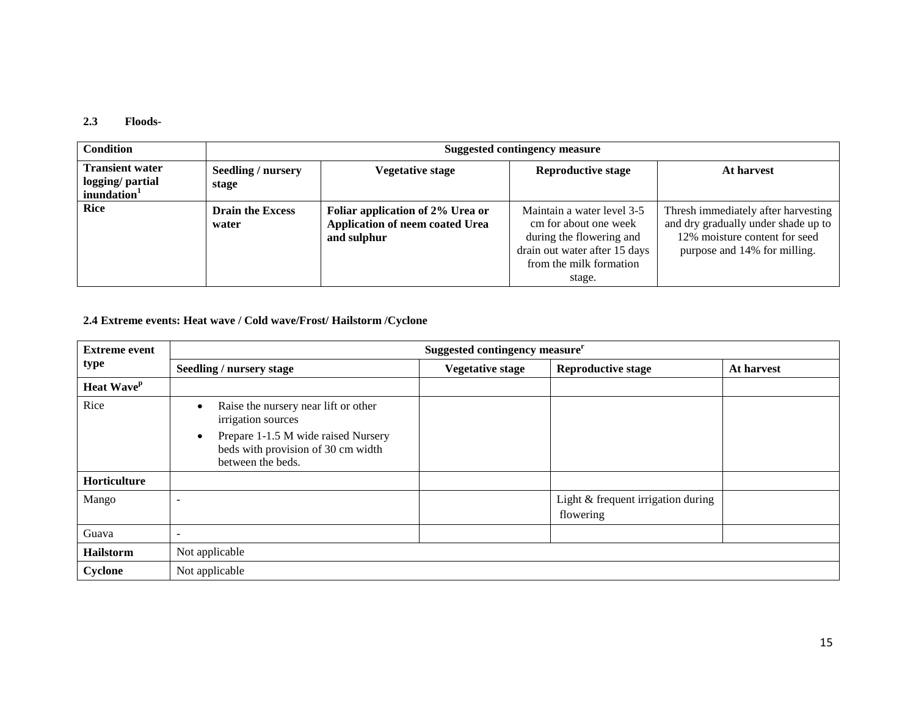### 2.3 Floods-

| Condition | Suggested contingency measure | | | |
|---|---|---|---|---|
| **Transient water logging/ partial inundation**[1] | **Seedling / nursery stage** | **Vegetative stage** | **Reproductive stage** | **At harvest** |
| **Rice** | **Drain the Excess water** | **Foliar application of 2% Urea or Application of neem coated Urea and sulphur** | Maintain a water level 3-5 cm for about one week during the flowering and drain out water after 15 days from the milk formation stage. | Thresh immediately after harvesting and dry gradually under shade up to 12% moisture content for seed purpose and 14% for milling. |

### 2.4 Extreme events: Heat wave / Cold wave/Frost/ Hailstorm /Cyclone

| Extreme event type | Suggested contingency measure[r] | | | |
|---|---|---|---|---|
| | **Seedling / nursery stage** | **Vegetative stage** | **Reproductive stage** | **At harvest** |
| **Heat Wave**[p] | | | | |
| Rice | • Raise the nursery near lift or other irrigation sources<br>• Prepare 1-1.5 M wide raised Nursery beds with provision of 30 cm width between the beds. | | | |
| **Horticulture** | | | | |
| Mango | - | | Light & frequent irrigation during flowering | |
| Guava | - | | | |
| **Hailstorm** | Not applicable | | | |
| **Cyclone** | Not applicable | | | |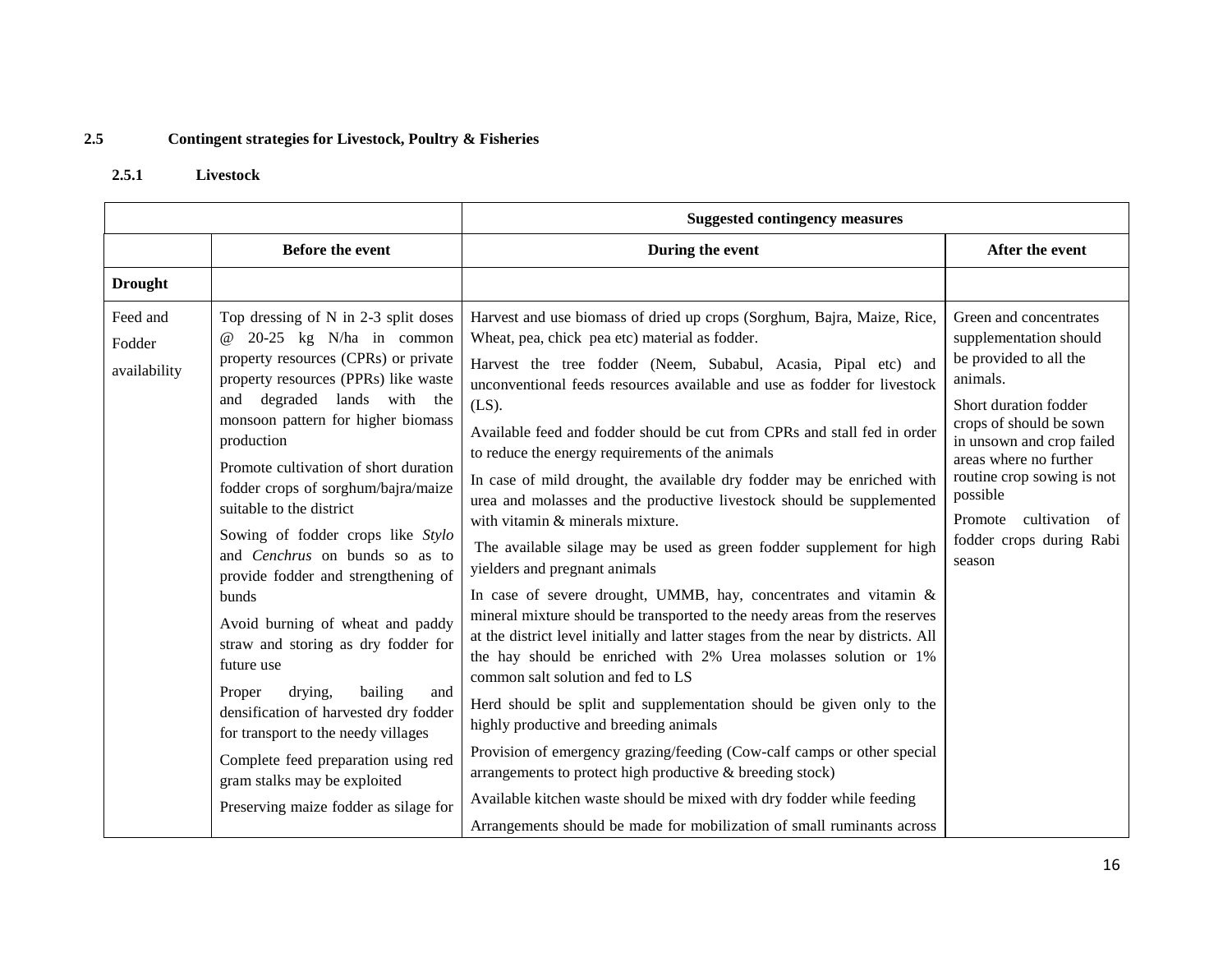## 2.5 Contingent strategies for Livestock, Poultry & Fisheries

### 2.5.1 Livestock

| | Suggested contingency measures | | |
|---|---|---|---|
| | **Before the event** | **During the event** | **After the event** |
| **Drought** | | | |
| Feed and Fodder availability | Top dressing of N in 2-3 split doses @ 20-25 kg N/ha in common property resources (CPRs) or private property resources (PPRs) like waste and degraded lands with the monsoon pattern for higher biomass production<br><br>Promote cultivation of short duration fodder crops of sorghum/bajra/maize suitable to the district<br><br>Sowing of fodder crops like *Stylo* and *Cenchrus* on bunds so as to provide fodder and strengthening of bunds<br><br>Avoid burning of wheat and paddy straw and storing as dry fodder for future use<br><br>Proper drying, bailing and densification of harvested dry fodder for transport to the needy villages<br><br>Complete feed preparation using red gram stalks may be exploited<br><br>Preserving maize fodder as silage for | Harvest and use biomass of dried up crops (Sorghum, Bajra, Maize, Rice, Wheat, pea, chick pea etc) material as fodder.<br><br>Harvest the tree fodder (Neem, Subabul, Acasia, Pipal etc) and unconventional feeds resources available and use as fodder for livestock (LS).<br><br>Available feed and fodder should be cut from CPRs and stall fed in order to reduce the energy requirements of the animals<br><br>In case of mild drought, the available dry fodder may be enriched with urea and molasses and the productive livestock should be supplemented with vitamin & minerals mixture.<br><br>The available silage may be used as green fodder supplement for high yielders and pregnant animals<br><br>In case of severe drought, UMMB, hay, concentrates and vitamin & mineral mixture should be transported to the needy areas from the reserves at the district level initially and latter stages from the near by districts. All the hay should be enriched with 2% Urea molasses solution or 1% common salt solution and fed to LS<br><br>Herd should be split and supplementation should be given only to the highly productive and breeding animals<br><br>Provision of emergency grazing/feeding (Cow-calf camps or other special arrangements to protect high productive & breeding stock)<br><br>Available kitchen waste should be mixed with dry fodder while feeding<br><br>Arrangements should be made for mobilization of small ruminants across | Green and concentrates supplementation should be provided to all the animals.<br><br>Short duration fodder crops of should be sown in unsown and crop failed areas where no further routine crop sowing is not possible<br><br>Promote cultivation of fodder crops during Rabi season |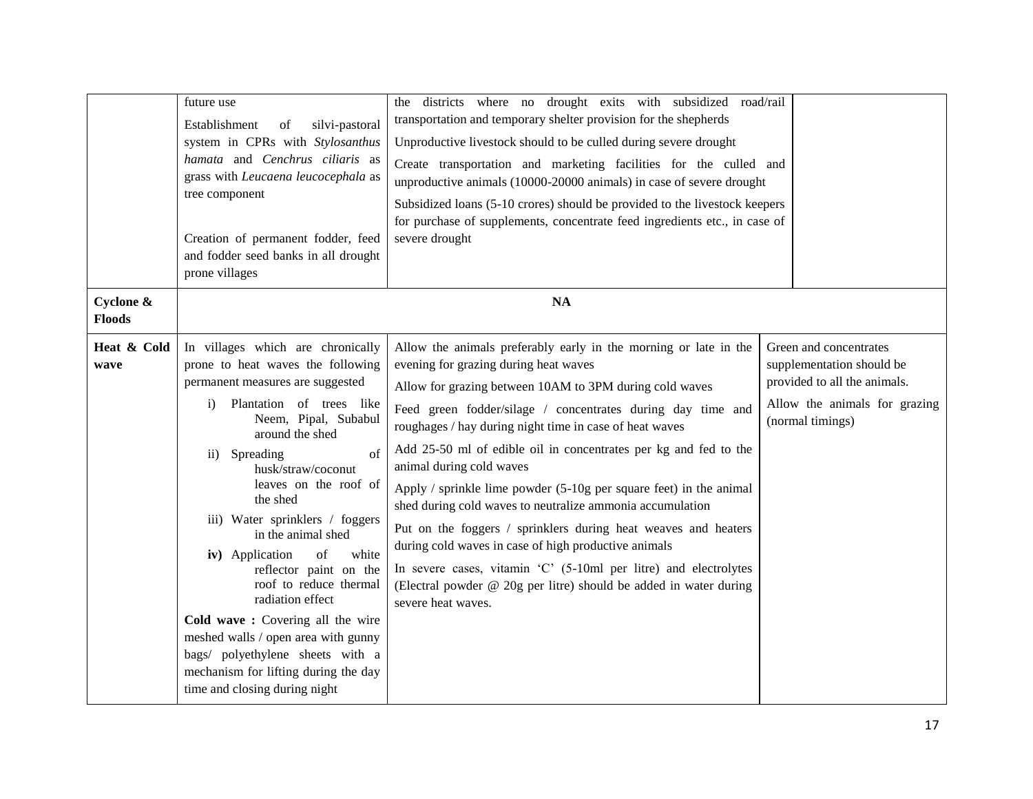| | | | |
|---|---|---|---|
| | future use<br>Establishment of silvi-pastoral system in CPRs with *Stylosanthus hamata* and *Cenchrus ciliaris* as grass with *Leucaena leucocephala* as tree component<br><br>Creation of permanent fodder, feed and fodder seed banks in all drought prone villages | the districts where no drought exits with subsidized road/rail transportation and temporary shelter provision for the shepherds<br>Unproductive livestock should to be culled during severe drought<br>Create transportation and marketing facilities for the culled and unproductive animals (10000-20000 animals) in case of severe drought<br>Subsidized loans (5-10 crores) should be provided to the livestock keepers for purchase of supplements, concentrate feed ingredients etc., in case of severe drought | |
| **Cyclone & Floods** | **NA** | | |
| **Heat & Cold wave** | In villages which are chronically prone to heat waves the following permanent measures are suggested<br>i) Plantation of trees like Neem, Pipal, Subabul around the shed<br>ii) Spreading of husk/straw/coconut leaves on the roof of the shed<br>iii) Water sprinklers / foggers in the animal shed<br>**iv)** Application of white reflector paint on the roof to reduce thermal radiation effect<br>**Cold wave :** Covering all the wire meshed walls / open area with gunny bags/ polyethylene sheets with a mechanism for lifting during the day time and closing during night | Allow the animals preferably early in the morning or late in the evening for grazing during heat waves<br>Allow for grazing between 10AM to 3PM during cold waves<br>Feed green fodder/silage / concentrates during day time and roughages / hay during night time in case of heat waves<br>Add 25-50 ml of edible oil in concentrates per kg and fed to the animal during cold waves<br>Apply / sprinkle lime powder (5-10g per square feet) in the animal shed during cold waves to neutralize ammonia accumulation<br>Put on the foggers / sprinklers during heat weaves and heaters during cold waves in case of high productive animals<br>In severe cases, vitamin 'C' (5-10ml per litre) and electrolytes (Electral powder @ 20g per litre) should be added in water during severe heat waves. | Green and concentrates supplementation should be provided to all the animals.<br>Allow the animals for grazing (normal timings) |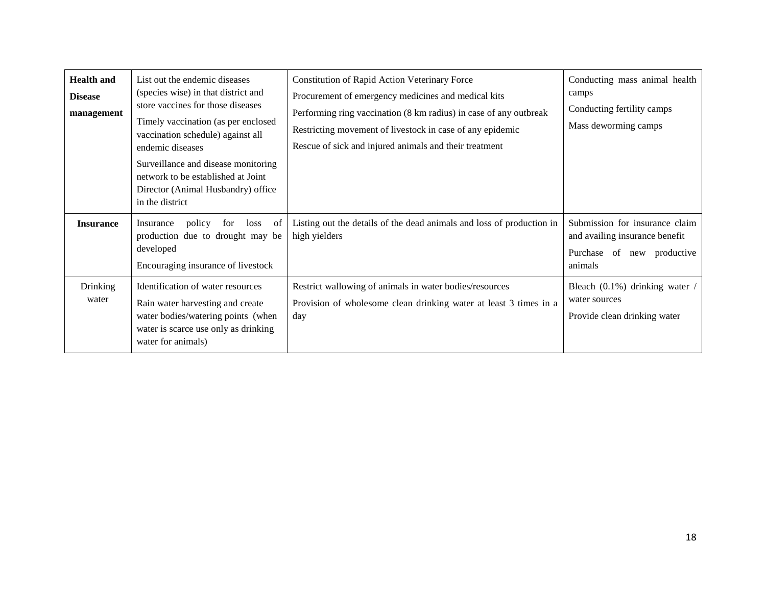| **Health and Disease management** | List out the endemic diseases (species wise) in that district and store vaccines for those diseases<br>Timely vaccination (as per enclosed vaccination schedule) against all endemic diseases<br>Surveillance and disease monitoring network to be established at Joint Director (Animal Husbandry) office in the district | Constitution of Rapid Action Veterinary Force<br>Procurement of emergency medicines and medical kits<br>Performing ring vaccination (8 km radius) in case of any outbreak<br>Restricting movement of livestock in case of any epidemic<br>Rescue of sick and injured animals and their treatment | Conducting mass animal health camps<br>Conducting fertility camps<br>Mass deworming camps |
|---|---|---|---|
| **Insurance** | Insurance policy for loss of production due to drought may be developed<br>Encouraging insurance of livestock | Listing out the details of the dead animals and loss of production in high yielders | Submission for insurance claim and availing insurance benefit<br>Purchase of new productive animals |
| Drinking water | Identification of water resources<br>Rain water harvesting and create water bodies/watering points (when water is scarce use only as drinking water for animals) | Restrict wallowing of animals in water bodies/resources<br>Provision of wholesome clean drinking water at least 3 times in a day | Bleach (0.1%) drinking water / water sources<br>Provide clean drinking water |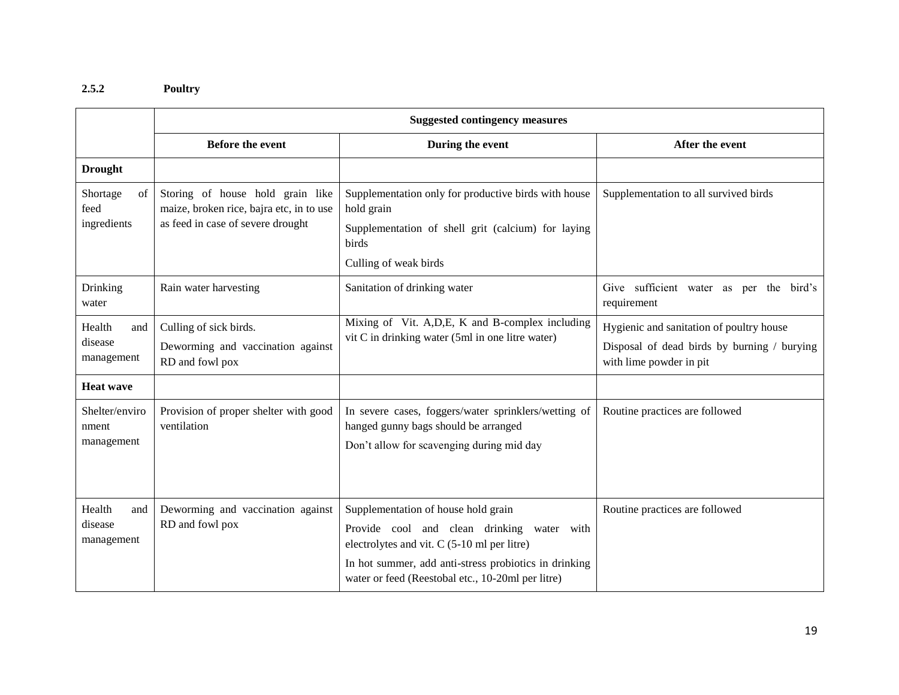### 2.5.2 Poultry

| | Suggested contingency measures | | |
|---|---|---|---|
| | **Before the event** | **During the event** | **After the event** |
| **Drought** | | | |
| Shortage of feed ingredients | Storing of house hold grain like maize, broken rice, bajra etc, in to use as feed in case of severe drought | Supplementation only for productive birds with house hold grain<br>Supplementation of shell grit (calcium) for laying birds<br>Culling of weak birds | Supplementation to all survived birds |
| Drinking water | Rain water harvesting | Sanitation of drinking water | Give sufficient water as per the bird's requirement |
| Health and disease management | Culling of sick birds.<br>Deworming and vaccination against RD and fowl pox | Mixing of Vit. A,D,E, K and B-complex including vit C in drinking water (5ml in one litre water) | Hygienic and sanitation of poultry house<br>Disposal of dead birds by burning / burying with lime powder in pit |
| **Heat wave** | | | |
| Shelter/environment management | Provision of proper shelter with good ventilation | In severe cases, foggers/water sprinklers/wetting of hanged gunny bags should be arranged<br>Don't allow for scavenging during mid day | Routine practices are followed |
| Health and disease management | Deworming and vaccination against RD and fowl pox | Supplementation of house hold grain<br>Provide cool and clean drinking water with electrolytes and vit. C (5-10 ml per litre)<br>In hot summer, add anti-stress probiotics in drinking water or feed (Reestobal etc., 10-20ml per litre) | Routine practices are followed |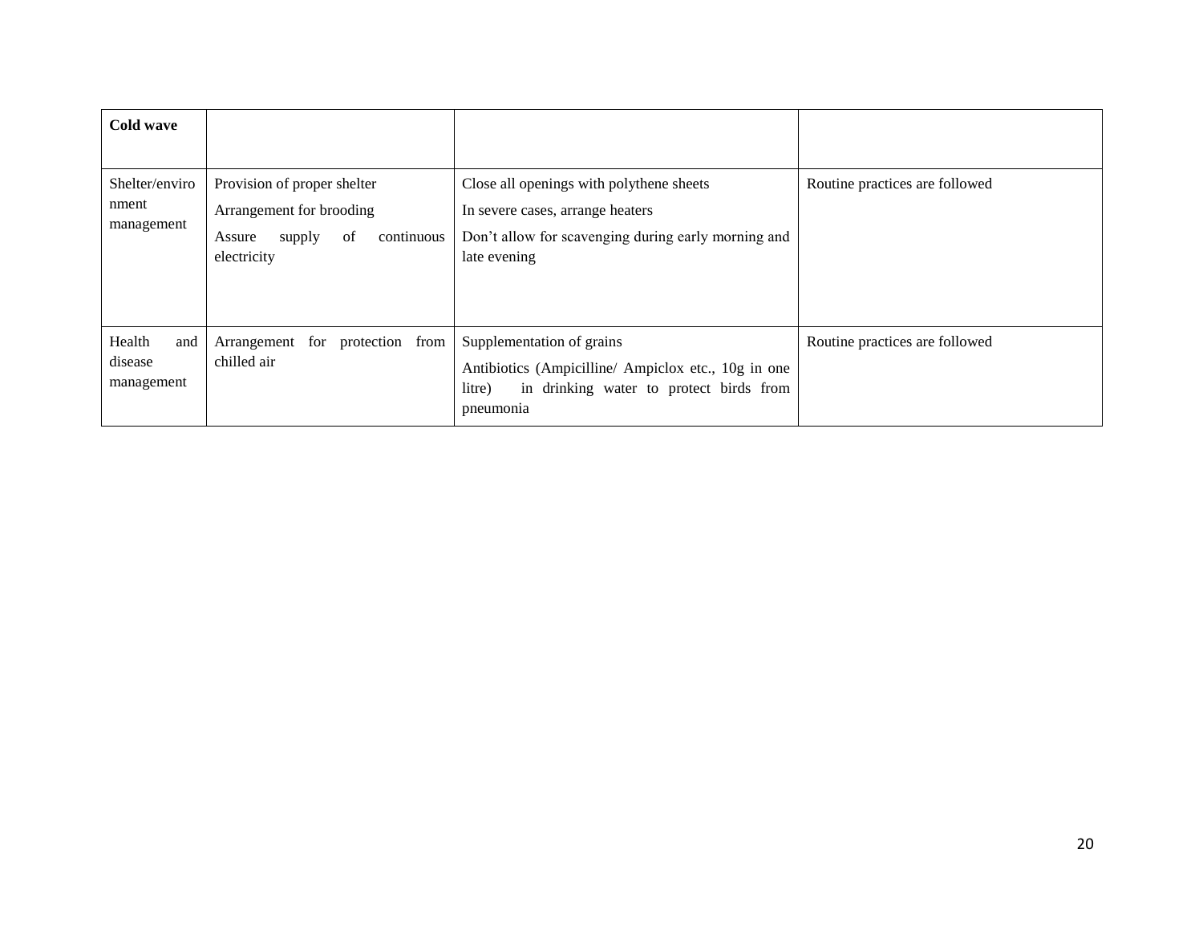| **Cold wave** | | | |
|---|---|---|---|
| Shelter/environment management | Provision of proper shelter<br>Arrangement for brooding<br>Assure supply of continuous electricity | Close all openings with polythene sheets<br>In severe cases, arrange heaters<br>Don't allow for scavenging during early morning and late evening | Routine practices are followed |
| Health and disease management | Arrangement for protection from chilled air | Supplementation of grains<br>Antibiotics (Ampicilline/ Ampiclox etc., 10g in one litre) in drinking water to protect birds from pneumonia | Routine practices are followed |